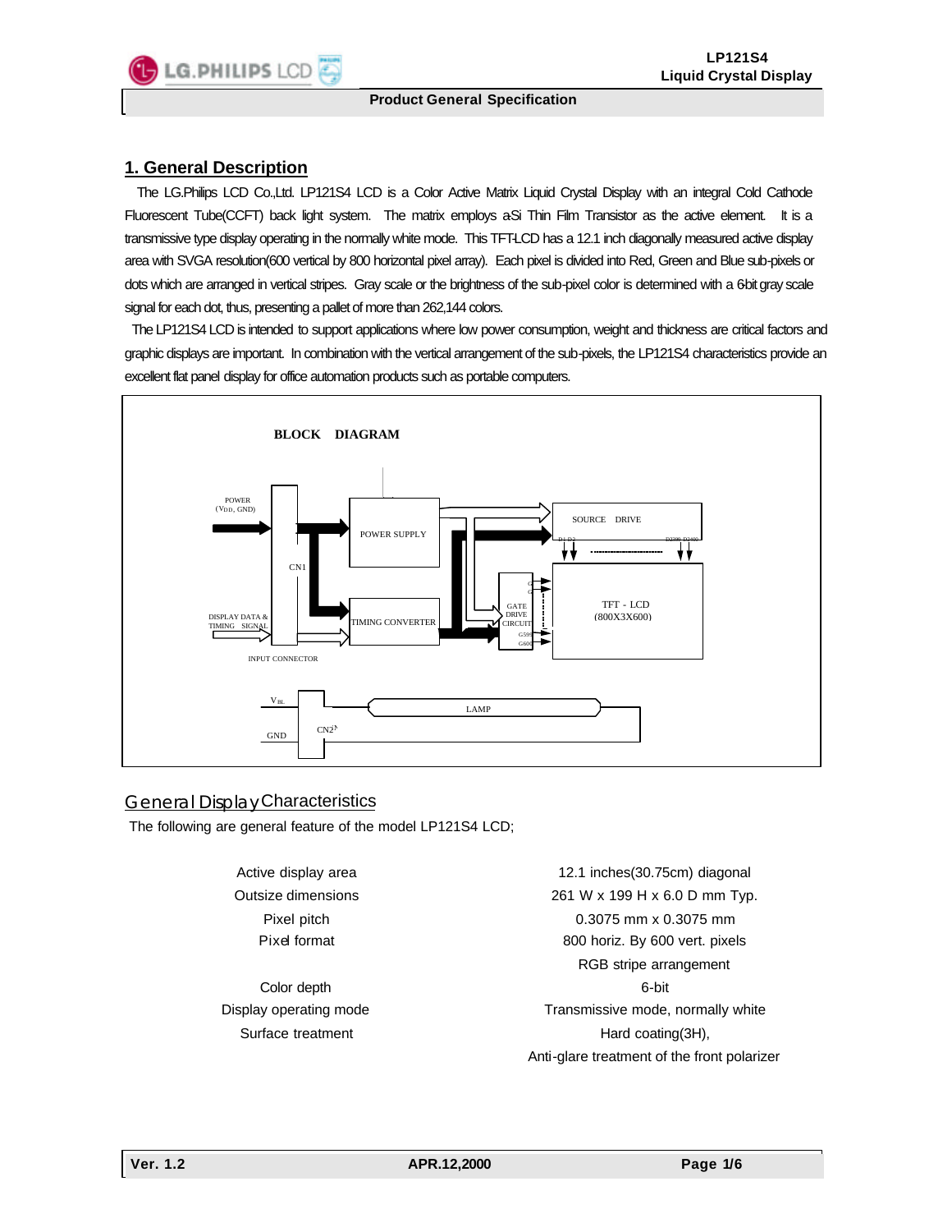## 1. General Description

The LG.Philips LCD Co.,Ltd. LP121S4 LCD is a Color Active Matrix Liquid Crystal Display with an integral Cold Cathode Fluorescent Tube(CCFT) back light system. The matrix employs a-Si Thin Film Transistor as the active element. It is a transmissive type display operating in the normally white mode. This TFT-LCD has a 12.1 inch diagonally measured active display area with SVGA resolution(600 vertical by 800 horizontal pixel array). Each pixel is divided into Red, Green and Blue sub-pixels or dots which are arranged in vertical stripes. Gray scale or the brightness of the sub-pixel color is determined with a 6-bit gray scale signal for each dot, thus, presenting a pallet of more than 262,144 colors.

The LP121S4 LCD is intended to support applications where low power consumption, weight and thickness are critical factors and graphic displays are important. In combination with the vertical arrangement of the sub-pixels, the LP121S4 characteristics provide an excellent flat panel display for office automation products such as portable computers.

**BLOCK DIAGRAM**

POWER ($V_{DD}$, GND)
DISPLAY DATA & TIMING SIGNAL
CN1
INPUT CONNECTOR
POWER SUPPLY
TIMING CONVERTER
SOURCE DRIVE
D1 D2 ... D2399 D2400
GATE DRIVE CIRCUIT
G1 G2 ... G599 G600
TFT - LCD (800X3X600)
$V_{BL}$
GND
CN2
LAMP

## General Display Characteristics

The following are general feature of the model LP121S4 LCD;

| | |
|---|---|
| Active display area | 12.1 inches(30.75cm) diagonal |
| Outsize dimensions | 261 W x 199 H x 6.0 D mm Typ. |
| Pixel pitch | 0.3075 mm x 0.3075 mm |
| Pixel format | 800 horiz. By 600 vert. pixels<br>RGB stripe arrangement |
| Color depth | 6-bit |
| Display operating mode | Transmissive mode, normally white |
| Surface treatment | Hard coating(3H),<br>Anti-glare treatment of the front polarizer |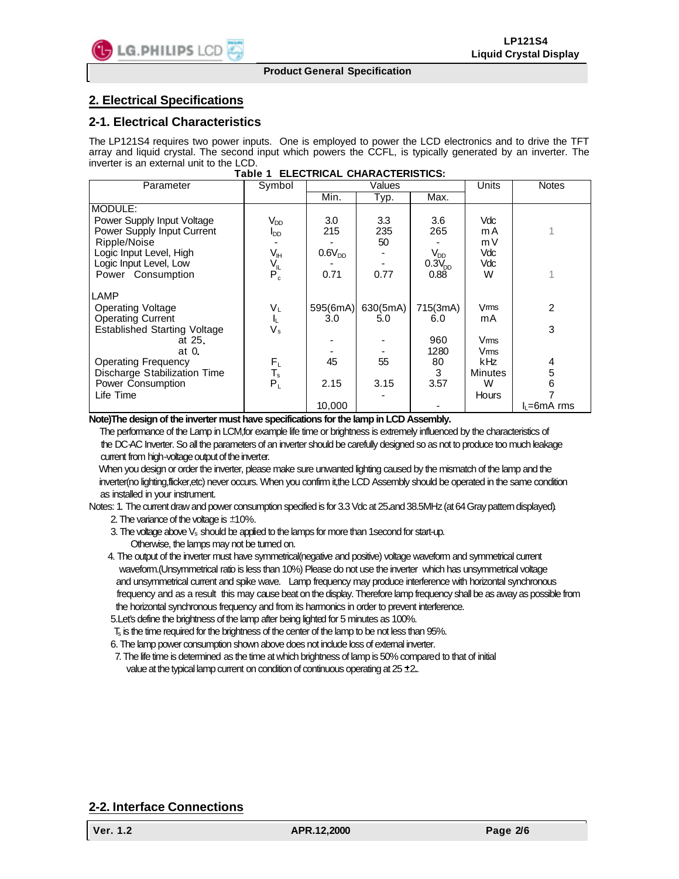## 2. Electrical Specifications

### 2-1. Electrical Characteristics

The LP121S4 requires two power inputs. One is employed to power the LCD electronics and to drive the TFT array and liquid crystal. The second input which powers the CCFL, is typically generated by an inverter. The inverter is an external unit to the LCD.

**Table 1 ELECTRICAL CHARACTERISTICS:**

| Parameter | Symbol | Values | | | Units | Notes |
|---|---|---|---|---|---|---|
| | | Min. | Typ. | Max. | | |
| MODULE: | | | | | | |
| Power Supply Input Voltage | $V_{DD}$ | 3.0 | 3.3 | 3.6 | Vdc | |
| Power Supply Input Current | $I_{DD}$ | 215 | 235 | 265 | mA | 1 |
| Ripple/Noise | - | - | 50 | - | mV | |
| Logic Input Level, High | $V_{IH}$ | $0.6V_{DD}$ | - | $V_{DD}$ | Vdc | |
| Logic Input Level, Low | $V_{IL}$ | - | - | $0.3V_{DD}$ | Vdc | |
| Power Consumption | $P_c$ | 0.71 | 0.77 | 0.88 | W | 1 |
| LAMP | | | | | | |
| Operating Voltage | $V_L$ | 595(6mA) | 630(5mA) | 715(3mA) | Vrms | 2 |
| Operating Current | $I_L$ | 3.0 | 5.0 | 6.0 | mA | |
| Established Starting Voltage | $V_s$ | | | | | 3 |
| at 25. | | - | - | 960 | Vrms | |
| at 0. | | - | - | 1280 | Vrms | |
| Operating Frequency | $F_L$ | 45 | 55 | 80 | kHz | 4 |
| Discharge Stabilization Time | $T_s$ | | | 3 | Minutes | 5 |
| Power Consumption | $P_L$ | 2.15 | 3.15 | 3.57 | W | 6 |
| Life Time | | 10,000 | - | - | Hours | 7<br>$I_L$=6mA rms |

**Note)The design of the inverter must have specifications for the lamp in LCD Assembly.**

The performance of the Lamp in LCM,for example life time or brightness is extremely influenced by the characteristics of the DC-AC Inverter. So all the parameters of an inverter should be carefully designed so as not to produce too much leakage current from high-voltage output of the inverter.

When you design or order the inverter, please make sure unwanted lighting caused by the mismatch of the lamp and the inverter(no lighting,flicker,etc) never occurs. When you confirm it,the LCD Assembly should be operated in the same condition as installed in your instrument.

Notes: 1. The current draw and power consumption specified is for 3.3 Vdc at 25.and 38.5MHz (at 64 Gray pattern displayed).

2. The variance of the voltage is ±10%.

3. The voltage above $V_s$ should be applied to the lamps for more than 1second for start-up. Otherwise, the lamps may not be turned on.

4. The output of the inverter must have symmetrical(negative and positive) voltage waveform and symmetrical current waveform.(Unsymmetrical ratio is less than 10%) Please do not use the inverter which has unsymmetrical voltage and unsymmetrical current and spike wave. Lamp frequency may produce interference with horizontal synchronous frequency and as a result this may cause beat on the display. Therefore lamp frequency shall be as away as possible from the horizontal synchronous frequency and from its harmonics in order to prevent interference.

5.Let's define the brightness of the lamp after being lighted for 5 minutes as 100%. $T_s$ is the time required for the brightness of the center of the lamp to be not less than 95%.

6. The lamp power consumption shown above does not include loss of external inverter.

7. The life time is determined as the time at which brightness of lamp is 50% compared to that of initial value at the typical lamp current on condition of continuous operating at 25 ±2..

### 2-2. Interface Connections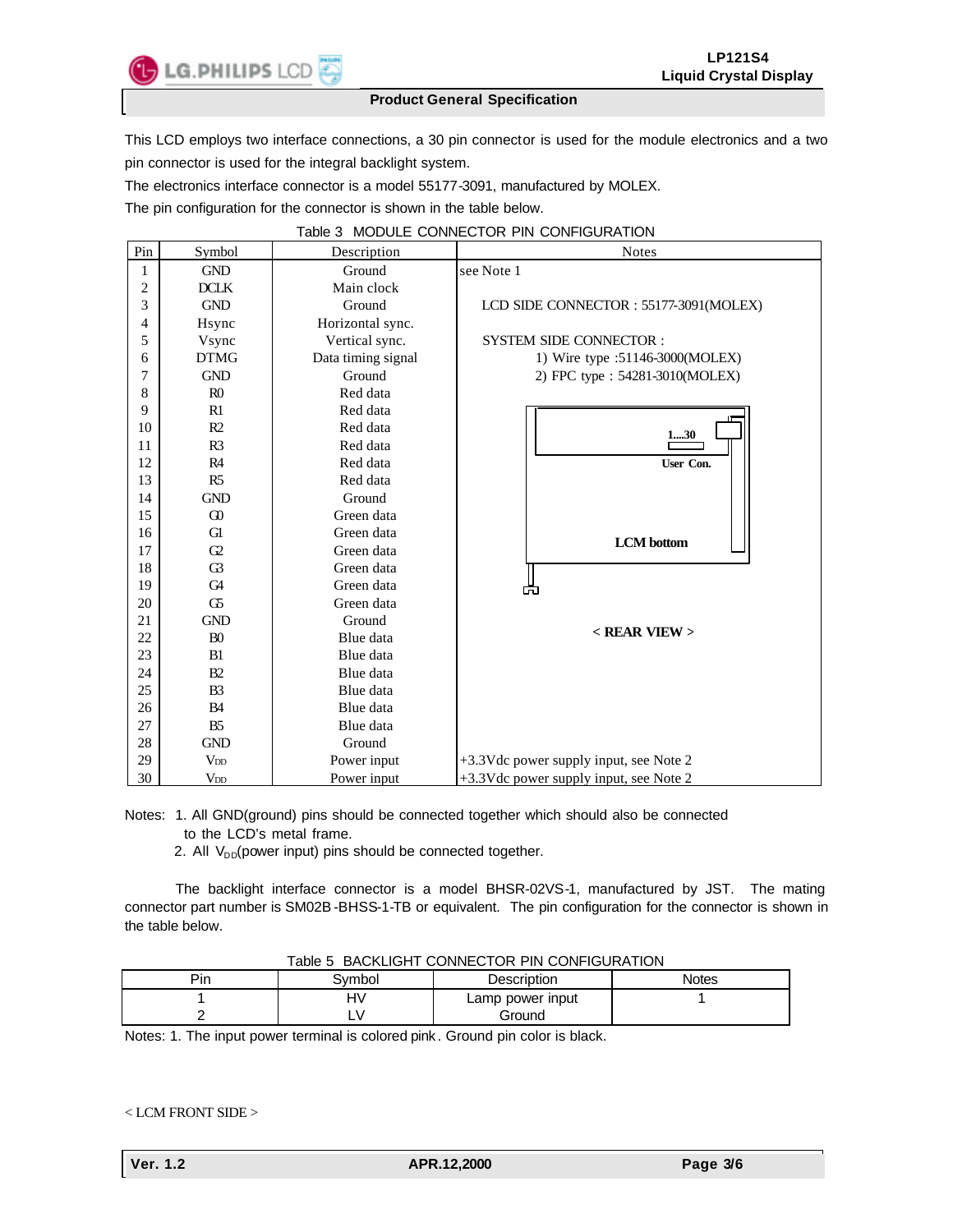This LCD employs two interface connections, a 30 pin connector is used for the module electronics and a two pin connector is used for the integral backlight system.

The electronics interface connector is a model 55177-3091, manufactured by MOLEX.

The pin configuration for the connector is shown in the table below.

Table 3 MODULE CONNECTOR PIN CONFIGURATION

| Pin | Symbol | Description | Notes |
|---|---|---|---|
| 1 | GND | Ground | see Note 1 |
| 2 | DCLK | Main clock | |
| 3 | GND | Ground | LCD SIDE CONNECTOR : 55177-3091(MOLEX) |
| 4 | Hsync | Horizontal sync. | |
| 5 | Vsync | Vertical sync. | SYSTEM SIDE CONNECTOR : |
| 6 | DTMG | Data timing signal | 1) Wire type :51146-3000(MOLEX) |
| 7 | GND | Ground | 2) FPC type : 54281-3010(MOLEX) |
| 8 | R0 | Red data | |
| 9 | R1 | Red data | |
| 10 | R2 | Red data | |
| 11 | R3 | Red data | |
| 12 | R4 | Red data | |
| 13 | R5 | Red data | |
| 14 | GND | Ground | |
| 15 | G0 | Green data | |
| 16 | G1 | Green data | |
| 17 | G2 | Green data | |
| 18 | G3 | Green data | |
| 19 | G4 | Green data | |
| 20 | G5 | Green data | |
| 21 | GND | Ground | |
| 22 | B0 | Blue data | |
| 23 | B1 | Blue data | |
| 24 | B2 | Blue data | |
| 25 | B3 | Blue data | |
| 26 | B4 | Blue data | |
| 27 | B5 | Blue data | |
| 28 | GND | Ground | |
| 29 | $V_{DD}$ | Power input | +3.3Vdc power supply input, see Note 2 |
| 30 | $V_{DD}$ | Power input | +3.3Vdc power supply input, see Note 2 |

1....30

User Con.

LCM bottom

< REAR VIEW >

Notes: 1. All GND(ground) pins should be connected together which should also be connected to the LCD's metal frame.

2. All $V_{DD}$(power input) pins should be connected together.

The backlight interface connector is a model BHSR-02VS-1, manufactured by JST. The mating connector part number is SM02B-BHSS-1-TB or equivalent. The pin configuration for the connector is shown in the table below.

Table 5 BACKLIGHT CONNECTOR PIN CONFIGURATION

| Pin | Symbol | Description | Notes |
|---|---|---|---|
| 1 | HV | Lamp power input | 1 |
| 2 | LV | Ground | |

Notes: 1. The input power terminal is colored pink. Ground pin color is black.

< LCM FRONT SIDE >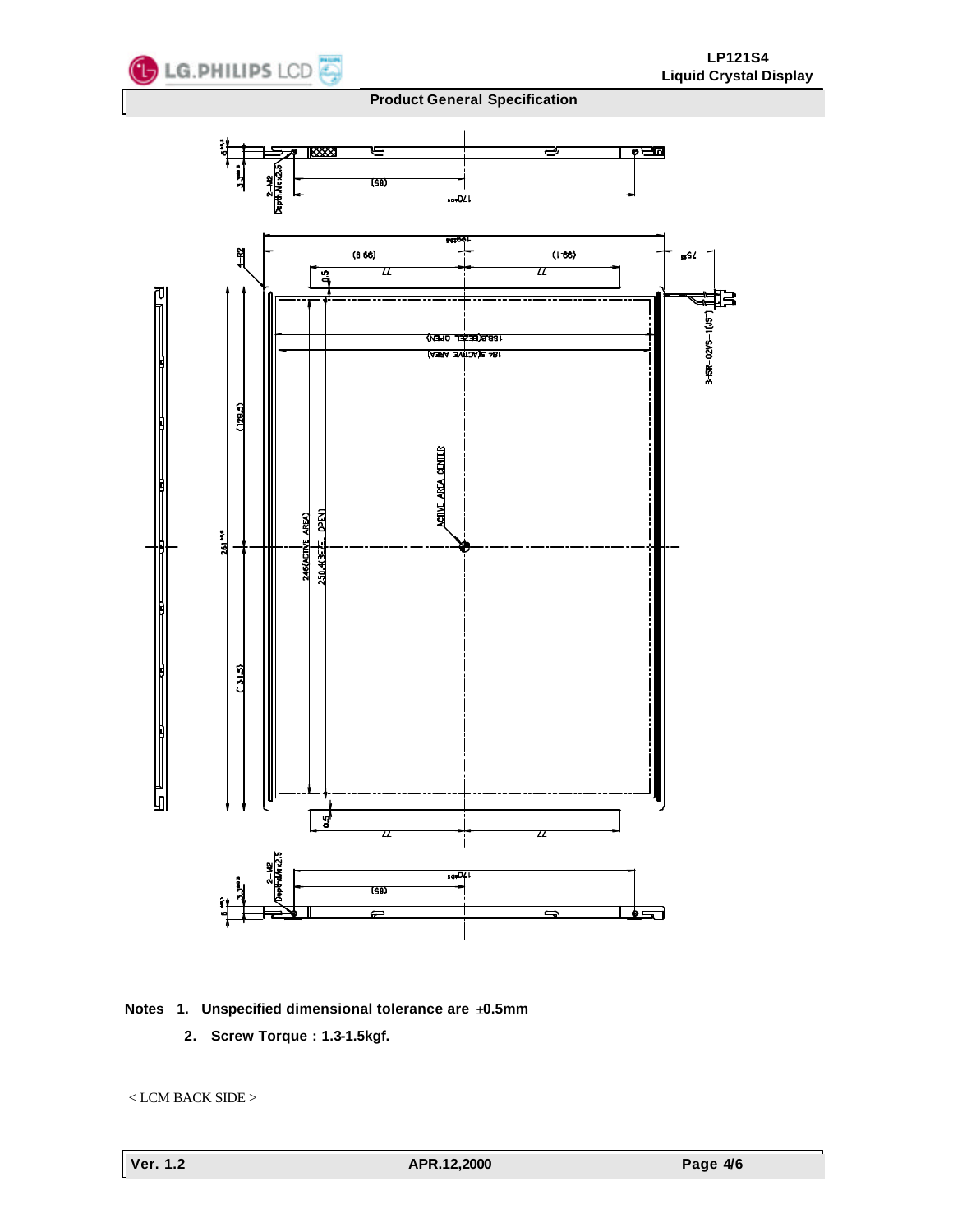## Product General Specification

**Notes 1. Unspecified dimensional tolerance are ±0.5mm**

**2. Screw Torque : 1.3-1.5kgf.**

< LCM BACK SIDE >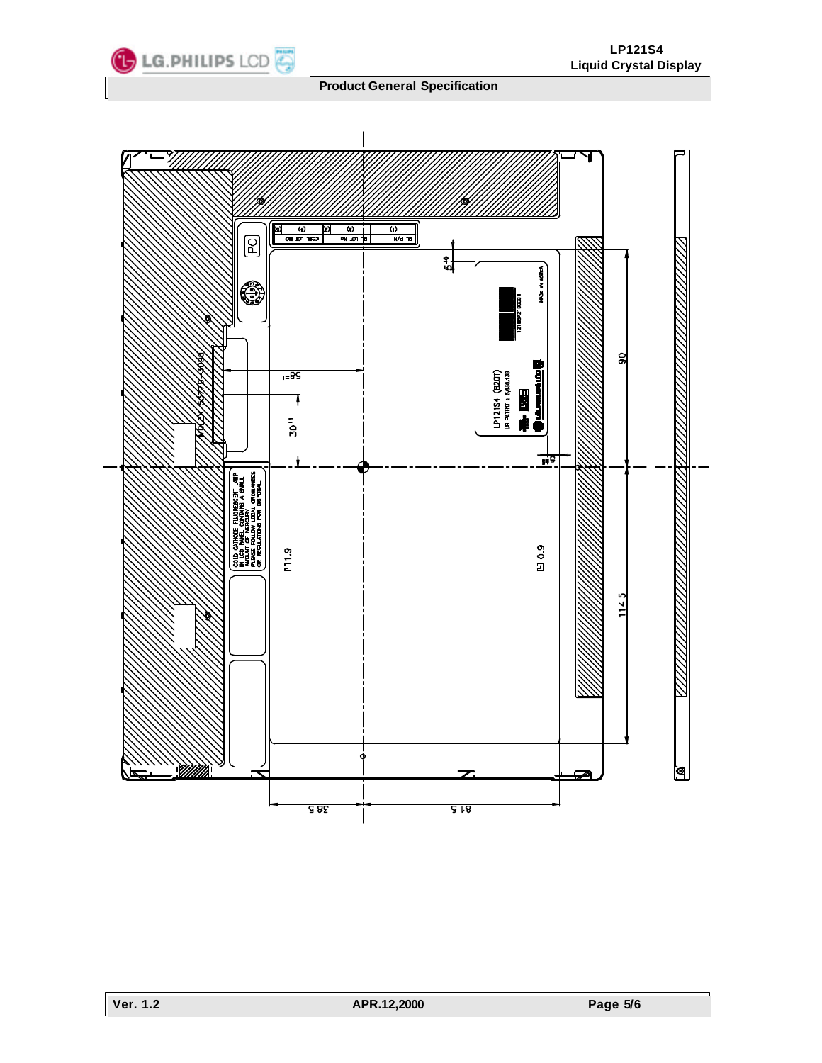MOLEX 53779-3090

COLD CATHODE FLUORESCENT LAMP IN LCD PANEL CONTAINS A SMALL AMOUNT OF MERCURY PLEASE FOLLOW LOCAL ORDINANCES OR REGULATIONS FOR DISPOSAL

LP121S4 (B2DT)

US PATENT : 5,606,139

MADE IN KOREA

PC

BL P/N

BL LOT No

CCFL LOT No

5±1

58±1

30±1

1.9

0.9

90

114.5

38.5

81.5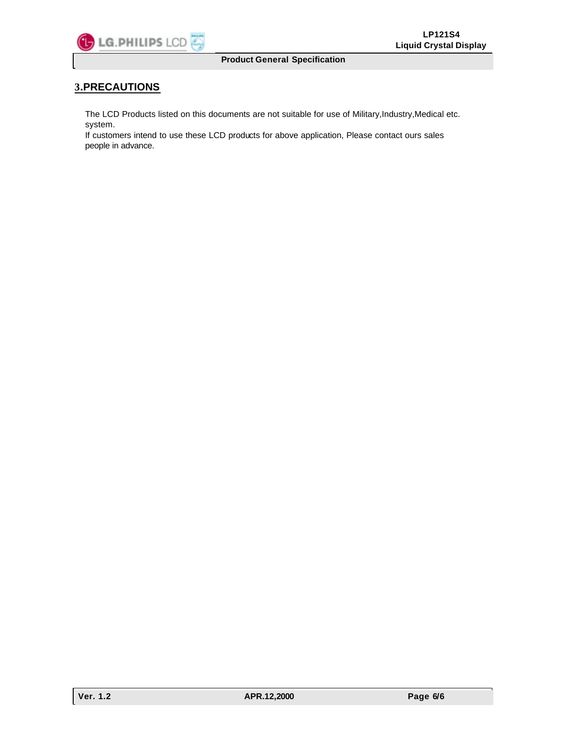## 3.PRECAUTIONS

The LCD Products listed on this documents are not suitable for use of Military,Industry,Medical etc. system.
If customers intend to use these LCD products for above application, Please contact ours sales people in advance.